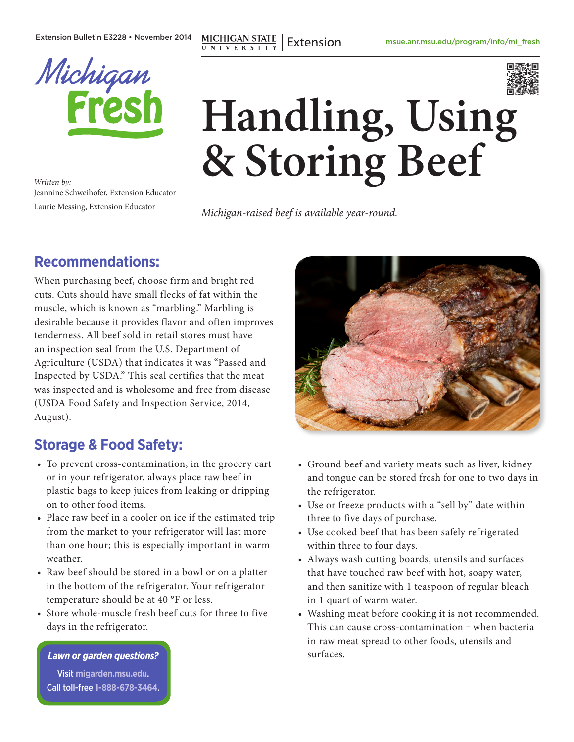Extension Bulletin E3228 • November 2014

MICHIGAN STATE UNIVERSITY | Extension

msue.anr.msu.edu/program/info/mi_fresh

Michigan Fresh

# Handling, Using & Storing Beef

*Written by:*
Jeannine Schweihofer, Extension Educator
Laurie Messing, Extension Educator

*Michigan-raised beef is available year-round.*

## Recommendations:

When purchasing beef, choose firm and bright red cuts. Cuts should have small flecks of fat within the muscle, which is known as "marbling." Marbling is desirable because it provides flavor and often improves tenderness. All beef sold in retail stores must have an inspection seal from the U.S. Department of Agriculture (USDA) that indicates it was "Passed and Inspected by USDA." This seal certifies that the meat was inspected and is wholesome and free from disease (USDA Food Safety and Inspection Service, 2014, August).

## Storage & Food Safety:

- To prevent cross-contamination, in the grocery cart or in your refrigerator, always place raw beef in plastic bags to keep juices from leaking or dripping on to other food items.
- Place raw beef in a cooler on ice if the estimated trip from the market to your refrigerator will last more than one hour; this is especially important in warm weather.
- Raw beef should be stored in a bowl or on a platter in the bottom of the refrigerator. Your refrigerator temperature should be at 40 °F or less.
- Store whole-muscle fresh beef cuts for three to five days in the refrigerator.
- Ground beef and variety meats such as liver, kidney and tongue can be stored fresh for one to two days in the refrigerator.
- Use or freeze products with a "sell by" date within three to five days of purchase.
- Use cooked beef that has been safely refrigerated within three to four days.
- Always wash cutting boards, utensils and surfaces that have touched raw beef with hot, soapy water, and then sanitize with 1 teaspoon of regular bleach in 1 quart of warm water.
- Washing meat before cooking it is not recommended. This can cause cross-contamination – when bacteria in raw meat spread to other foods, utensils and surfaces.

***Lawn or garden questions?***
Visit migarden.msu.edu.
Call toll-free 1-888-678-3464.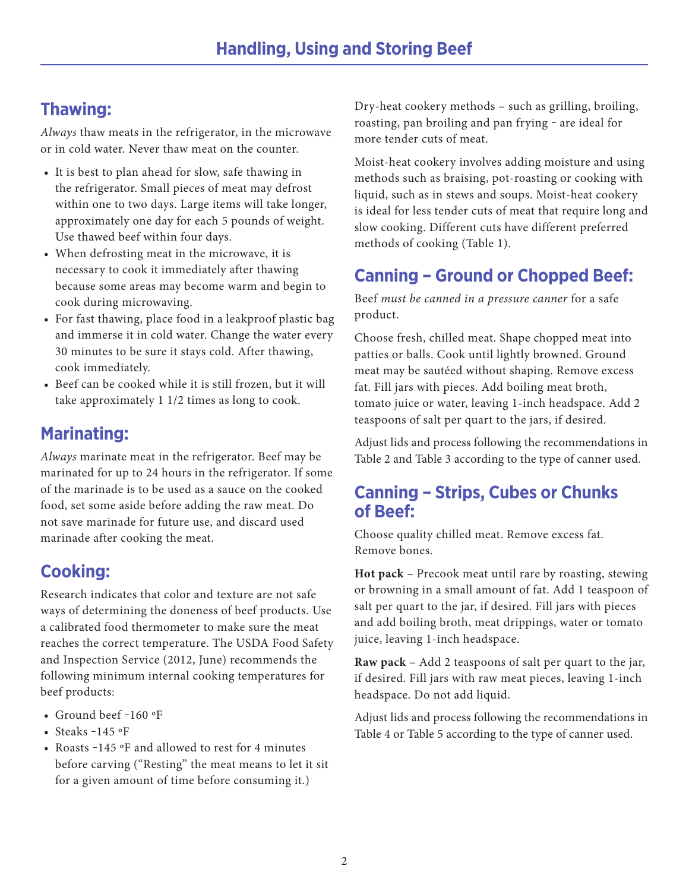# Handling, Using and Storing Beef

## Thawing:

*Always* thaw meats in the refrigerator, in the microwave or in cold water. Never thaw meat on the counter.

- It is best to plan ahead for slow, safe thawing in the refrigerator. Small pieces of meat may defrost within one to two days. Large items will take longer, approximately one day for each 5 pounds of weight. Use thawed beef within four days.
- When defrosting meat in the microwave, it is necessary to cook it immediately after thawing because some areas may become warm and begin to cook during microwaving.
- For fast thawing, place food in a leakproof plastic bag and immerse it in cold water. Change the water every 30 minutes to be sure it stays cold. After thawing, cook immediately.
- Beef can be cooked while it is still frozen, but it will take approximately 1 1/2 times as long to cook.

## Marinating:

*Always* marinate meat in the refrigerator. Beef may be marinated for up to 24 hours in the refrigerator. If some of the marinade is to be used as a sauce on the cooked food, set some aside before adding the raw meat. Do not save marinade for future use, and discard used marinade after cooking the meat.

## Cooking:

Research indicates that color and texture are not safe ways of determining the doneness of beef products. Use a calibrated food thermometer to make sure the meat reaches the correct temperature. The USDA Food Safety and Inspection Service (2012, June) recommends the following minimum internal cooking temperatures for beef products:

- Ground beef –160 °F
- Steaks –145 °F
- Roasts –145 °F and allowed to rest for 4 minutes before carving ("Resting" the meat means to let it sit for a given amount of time before consuming it.)

Dry-heat cookery methods – such as grilling, broiling, roasting, pan broiling and pan frying – are ideal for more tender cuts of meat.

Moist-heat cookery involves adding moisture and using methods such as braising, pot-roasting or cooking with liquid, such as in stews and soups. Moist-heat cookery is ideal for less tender cuts of meat that require long and slow cooking. Different cuts have different preferred methods of cooking (Table 1).

## Canning – Ground or Chopped Beef:

Beef *must be canned in a pressure canner* for a safe product.

Choose fresh, chilled meat. Shape chopped meat into patties or balls. Cook until lightly browned. Ground meat may be sautéed without shaping. Remove excess fat. Fill jars with pieces. Add boiling meat broth, tomato juice or water, leaving 1-inch headspace. Add 2 teaspoons of salt per quart to the jars, if desired.

Adjust lids and process following the recommendations in Table 2 and Table 3 according to the type of canner used.

## Canning – Strips, Cubes or Chunks of Beef:

Choose quality chilled meat. Remove excess fat. Remove bones.

**Hot pack** – Precook meat until rare by roasting, stewing or browning in a small amount of fat. Add 1 teaspoon of salt per quart to the jar, if desired. Fill jars with pieces and add boiling broth, meat drippings, water or tomato juice, leaving 1-inch headspace.

**Raw pack** – Add 2 teaspoons of salt per quart to the jar, if desired. Fill jars with raw meat pieces, leaving 1-inch headspace. Do not add liquid.

Adjust lids and process following the recommendations in Table 4 or Table 5 according to the type of canner used.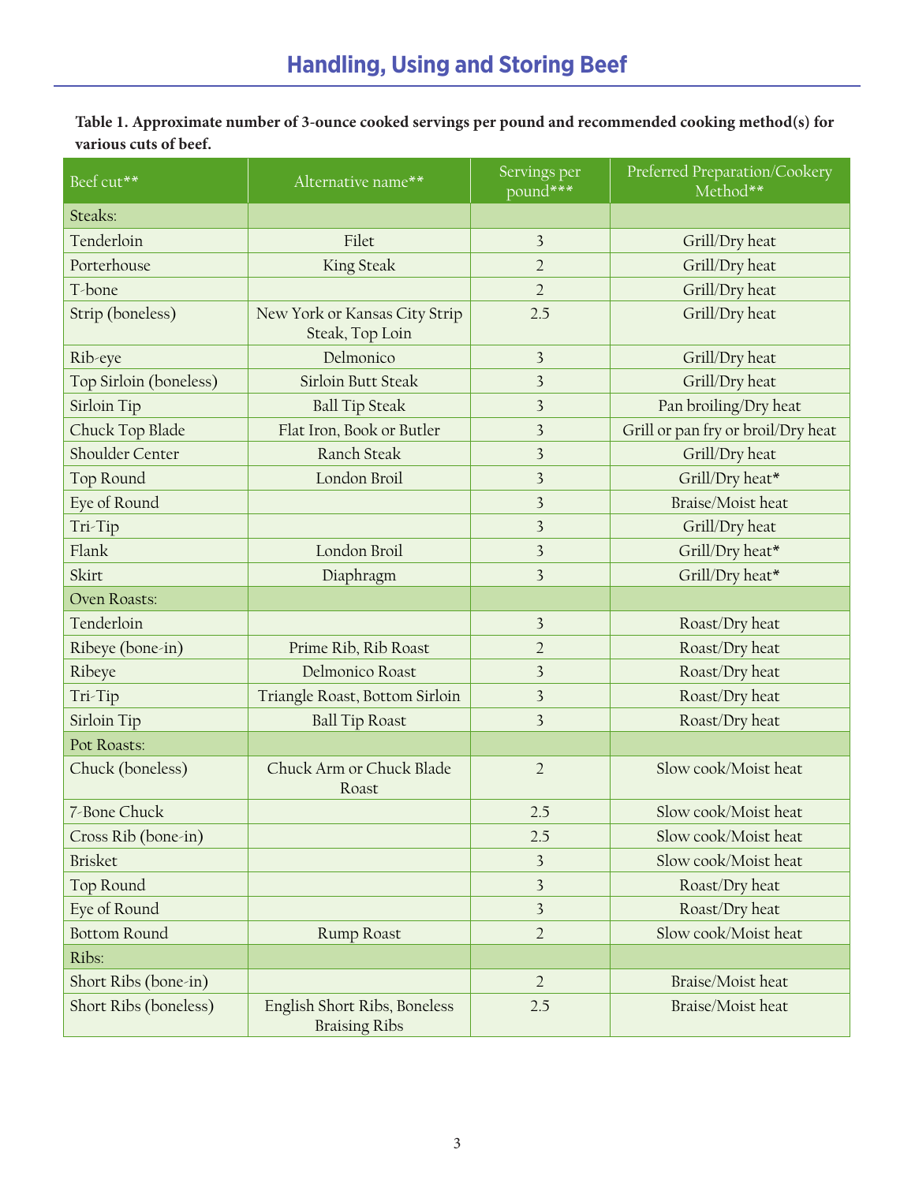**Table 1. Approximate number of 3-ounce cooked servings per pound and recommended cooking method(s) for various cuts of beef.**

| Beef cut** | Alternative name** | Servings per pound*** | Preferred Preparation/Cookery Method** |
|---|---|---|---|
| Steaks: | | | |
| Tenderloin | Filet | 3 | Grill/Dry heat |
| Porterhouse | King Steak | 2 | Grill/Dry heat |
| T-bone | | 2 | Grill/Dry heat |
| Strip (boneless) | New York or Kansas City Strip Steak, Top Loin | 2.5 | Grill/Dry heat |
| Rib-eye | Delmonico | 3 | Grill/Dry heat |
| Top Sirloin (boneless) | Sirloin Butt Steak | 3 | Grill/Dry heat |
| Sirloin Tip | Ball Tip Steak | 3 | Pan broiling/Dry heat |
| Chuck Top Blade | Flat Iron, Book or Butler | 3 | Grill or pan fry or broil/Dry heat |
| Shoulder Center | Ranch Steak | 3 | Grill/Dry heat |
| Top Round | London Broil | 3 | Grill/Dry heat* |
| Eye of Round | | 3 | Braise/Moist heat |
| Tri-Tip | | 3 | Grill/Dry heat |
| Flank | London Broil | 3 | Grill/Dry heat* |
| Skirt | Diaphragm | 3 | Grill/Dry heat* |
| Oven Roasts: | | | |
| Tenderloin | | 3 | Roast/Dry heat |
| Ribeye (bone-in) | Prime Rib, Rib Roast | 2 | Roast/Dry heat |
| Ribeye | Delmonico Roast | 3 | Roast/Dry heat |
| Tri-Tip | Triangle Roast, Bottom Sirloin | 3 | Roast/Dry heat |
| Sirloin Tip | Ball Tip Roast | 3 | Roast/Dry heat |
| Pot Roasts: | | | |
| Chuck (boneless) | Chuck Arm or Chuck Blade Roast | 2 | Slow cook/Moist heat |
| 7-Bone Chuck | | 2.5 | Slow cook/Moist heat |
| Cross Rib (bone-in) | | 2.5 | Slow cook/Moist heat |
| Brisket | | 3 | Slow cook/Moist heat |
| Top Round | | 3 | Roast/Dry heat |
| Eye of Round | | 3 | Roast/Dry heat |
| Bottom Round | Rump Roast | 2 | Slow cook/Moist heat |
| Ribs: | | | |
| Short Ribs (bone-in) | | 2 | Braise/Moist heat |
| Short Ribs (boneless) | English Short Ribs, Boneless Braising Ribs | 2.5 | Braise/Moist heat |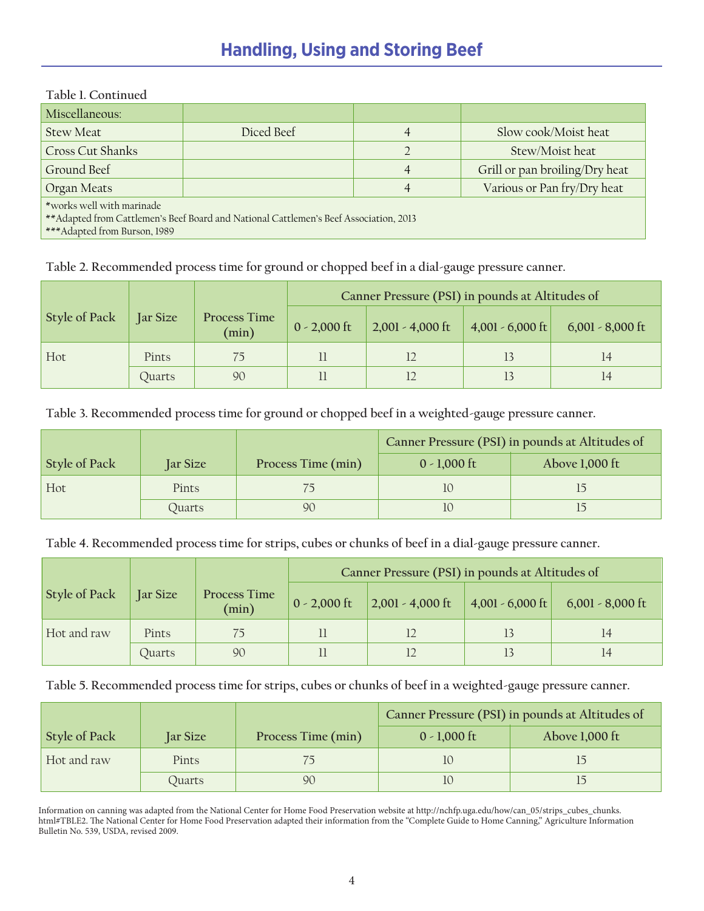Table 1. Continued

| Miscellaneous: | | | |
|---|---|---|---|
| Stew Meat | Diced Beef | 4 | Slow cook/Moist heat |
| Cross Cut Shanks | | 2 | Stew/Moist heat |
| Ground Beef | | 4 | Grill or pan broiling/Dry heat |
| Organ Meats | | 4 | Various or Pan fry/Dry heat |

*works well with marinade
**Adapted from Cattlemen's Beef Board and National Cattlemen's Beef Association, 2013
***Adapted from Burson, 1989

Table 2. Recommended process time for ground or chopped beef in a dial-gauge pressure canner.

| Style of Pack | Jar Size | Process Time (min) | Canner Pressure (PSI) in pounds at Altitudes of | | | |
|---|---|---|---|---|---|---|
| | | | 0 - 2,000 ft | 2,001 - 4,000 ft | 4,001 - 6,000 ft | 6,001 - 8,000 ft |
| Hot | Pints | 75 | 11 | 12 | 13 | 14 |
| | Quarts | 90 | 11 | 12 | 13 | 14 |

Table 3. Recommended process time for ground or chopped beef in a weighted-gauge pressure canner.

| Style of Pack | Jar Size | Process Time (min) | Canner Pressure (PSI) in pounds at Altitudes of | |
|---|---|---|---|---|
| | | | 0 - 1,000 ft | Above 1,000 ft |
| Hot | Pints | 75 | 10 | 15 |
| | Quarts | 90 | 10 | 15 |

Table 4. Recommended process time for strips, cubes or chunks of beef in a dial-gauge pressure canner.

| Style of Pack | Jar Size | Process Time (min) | Canner Pressure (PSI) in pounds at Altitudes of | | | |
|---|---|---|---|---|---|---|
| | | | 0 - 2,000 ft | 2,001 - 4,000 ft | 4,001 - 6,000 ft | 6,001 - 8,000 ft |
| Hot and raw | Pints | 75 | 11 | 12 | 13 | 14 |
| | Quarts | 90 | 11 | 12 | 13 | 14 |

Table 5. Recommended process time for strips, cubes or chunks of beef in a weighted-gauge pressure canner.

| Style of Pack | Jar Size | Process Time (min) | Canner Pressure (PSI) in pounds at Altitudes of | |
|---|---|---|---|---|
| | | | 0 - 1,000 ft | Above 1,000 ft |
| Hot and raw | Pints | 75 | 10 | 15 |
| | Quarts | 90 | 10 | 15 |

Information on canning was adapted from the National Center for Home Food Preservation website at http://nchfp.uga.edu/how/can_05/strips_cubes_chunks.html#TBLE2. The National Center for Home Food Preservation adapted their information from the "Complete Guide to Home Canning," Agriculture Information Bulletin No. 539, USDA, revised 2009.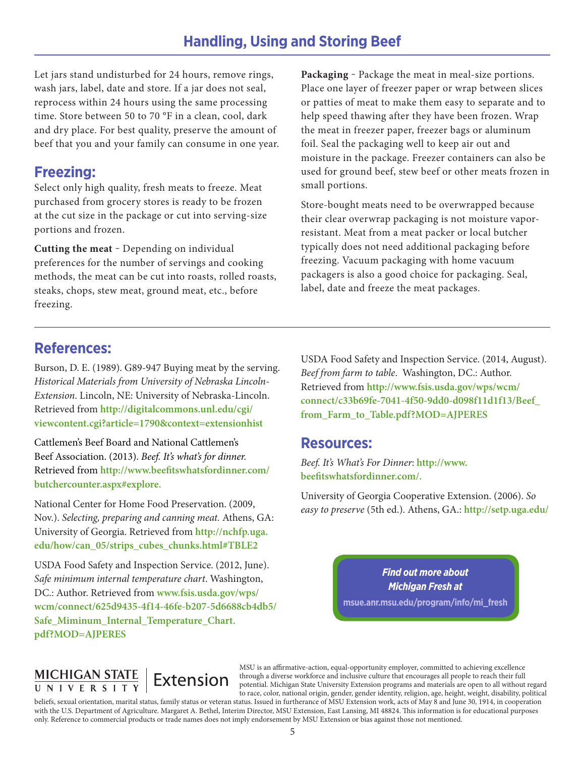# Handling, Using and Storing Beef

Let jars stand undisturbed for 24 hours, remove rings, wash jars, label, date and store. If a jar does not seal, reprocess within 24 hours using the same processing time. Store between 50 to 70 °F in a clean, cool, dark and dry place. For best quality, preserve the amount of beef that you and your family can consume in one year.

## Freezing:

Select only high quality, fresh meats to freeze. Meat purchased from grocery stores is ready to be frozen at the cut size in the package or cut into serving-size portions and frozen.

**Cutting the meat** – Depending on individual preferences for the number of servings and cooking methods, the meat can be cut into roasts, rolled roasts, steaks, chops, stew meat, ground meat, etc., before freezing.

**Packaging** – Package the meat in meal-size portions. Place one layer of freezer paper or wrap between slices or patties of meat to make them easy to separate and to help speed thawing after they have been frozen. Wrap the meat in freezer paper, freezer bags or aluminum foil. Seal the packaging well to keep air out and moisture in the package. Freezer containers can also be used for ground beef, stew beef or other meats frozen in small portions.

Store-bought meats need to be overwrapped because their clear overwrap packaging is not moisture vapor-resistant. Meat from a meat packer or local butcher typically does not need additional packaging before freezing. Vacuum packaging with home vacuum packagers is also a good choice for packaging. Seal, label, date and freeze the meat packages.

## References:

Burson, D. E. (1989). G89-947 Buying meat by the serving. *Historical Materials from University of Nebraska Lincoln-Extension*. Lincoln, NE: University of Nebraska-Lincoln. Retrieved from **http://digitalcommons.unl.edu/cgi/viewcontent.cgi?article=1790&context=extensionhist**

Cattlemen's Beef Board and National Cattlemen's Beef Association. (2013). *Beef. It's what's for dinner.* Retrieved from **http://www.beefitswhatsfordinner.com/butchercounter.aspx#explore.**

National Center for Home Food Preservation. (2009, Nov.). *Selecting, preparing and canning meat.* Athens, GA: University of Georgia. Retrieved from **http://nchfp.uga.edu/how/can_05/strips_cubes_chunks.html#TBLE2**

USDA Food Safety and Inspection Service. (2012, June). *Safe minimum internal temperature chart*. Washington, DC.: Author. Retrieved from **www.fsis.usda.gov/wps/wcm/connect/625d9435-4f14-46fe-b207-5d6688cb4db5/Safe_Miminum_Internal_Temperature_Chart.pdf?MOD=AJPERES**

USDA Food Safety and Inspection Service. (2014, August). *Beef from farm to table*. Washington, DC.: Author. Retrieved from **http://www.fsis.usda.gov/wps/wcm/connect/c33b69fe-7041-4f50-9dd0-d098f11d1f13/Beef_from_Farm_to_Table.pdf?MOD=AJPERES**

## Resources:

*Beef. It's What's For Dinner*: **http://www.beefitswhatsfordinner.com/.**

University of Georgia Cooperative Extension. (2006). *So easy to preserve* (5th ed.). Athens, GA.: **http://setp.uga.edu/**

***Find out more about Michigan Fresh at***
**msue.anr.msu.edu/program/info/mi_fresh**

MICHIGAN STATE UNIVERSITY | Extension

MSU is an affirmative-action, equal-opportunity employer, committed to achieving excellence through a diverse workforce and inclusive culture that encourages all people to reach their full potential. Michigan State University Extension programs and materials are open to all without regard to race, color, national origin, gender, gender identity, religion, age, height, weight, disability, political beliefs, sexual orientation, marital status, family status or veteran status. Issued in furtherance of MSU Extension work, acts of May 8 and June 30, 1914, in cooperation with the U.S. Department of Agriculture. Margaret A. Bethel, Interim Director, MSU Extension, East Lansing, MI 48824. This information is for educational purposes only. Reference to commercial products or trade names does not imply endorsement by MSU Extension or bias against those not mentioned.